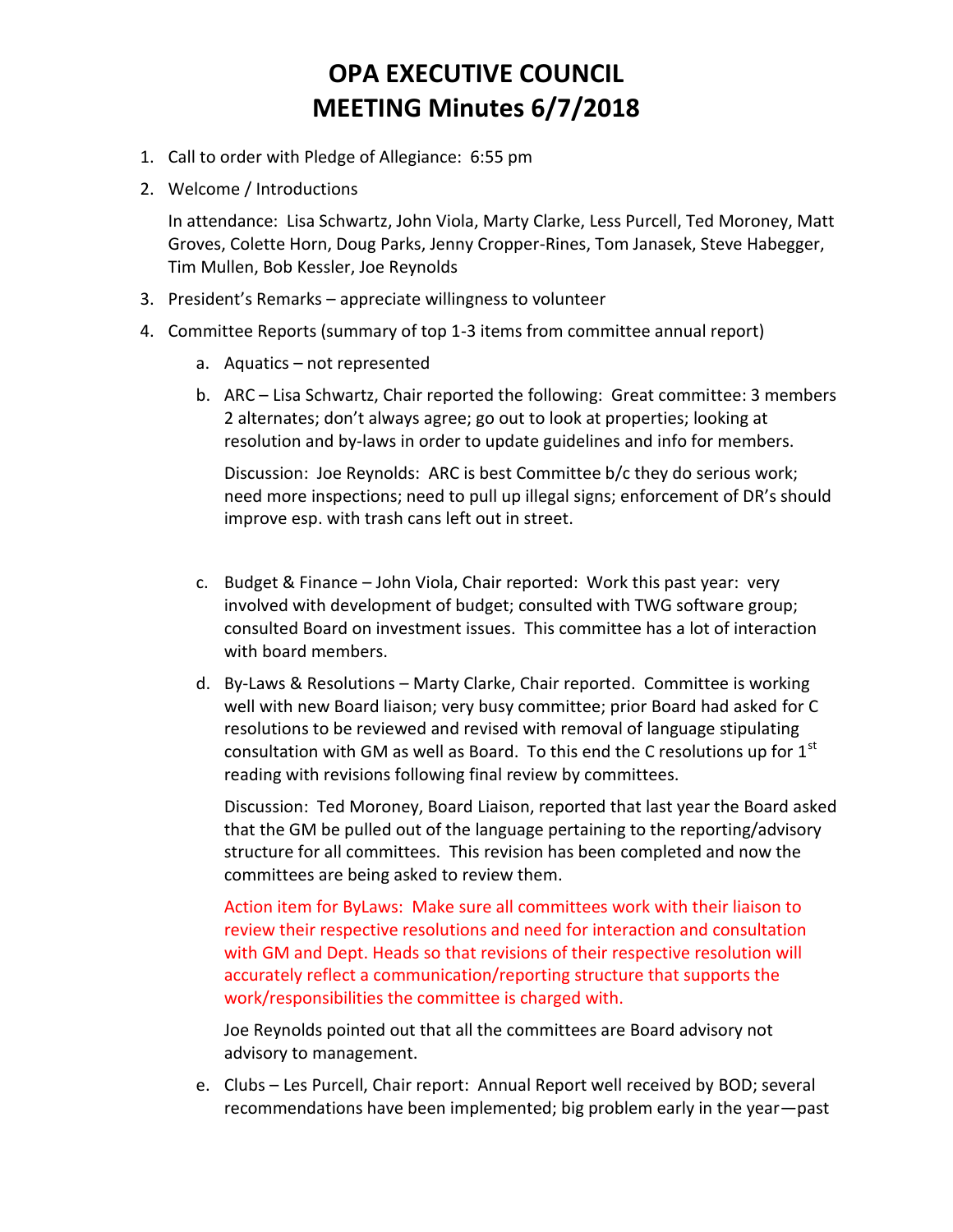# OPA EXECUTIVE COUNCIL
# MEETING Minutes 6/7/2018

1. Call to order with Pledge of Allegiance: 6:55 pm
2. Welcome / Introductions

   In attendance: Lisa Schwartz, John Viola, Marty Clarke, Less Purcell, Ted Moroney, Matt Groves, Colette Horn, Doug Parks, Jenny Cropper-Rines, Tom Janasek, Steve Habegger, Tim Mullen, Bob Kessler, Joe Reynolds

3. President's Remarks – appreciate willingness to volunteer
4. Committee Reports (summary of top 1-3 items from committee annual report)
   a. Aquatics – not represented
   b. ARC – Lisa Schwartz, Chair reported the following: Great committee: 3 members 2 alternates; don't always agree; go out to look at properties; looking at resolution and by-laws in order to update guidelines and info for members.

      Discussion: Joe Reynolds: ARC is best Committee b/c they do serious work; need more inspections; need to pull up illegal signs; enforcement of DR's should improve esp. with trash cans left out in street.

   c. Budget & Finance – John Viola, Chair reported: Work this past year: very involved with development of budget; consulted with TWG software group; consulted Board on investment issues. This committee has a lot of interaction with board members.
   d. By-Laws & Resolutions – Marty Clarke, Chair reported. Committee is working well with new Board liaison; very busy committee; prior Board had asked for C resolutions to be reviewed and revised with removal of language stipulating consultation with GM as well as Board. To this end the C resolutions up for 1st reading with revisions following final review by committees.

      Discussion: Ted Moroney, Board Liaison, reported that last year the Board asked that the GM be pulled out of the language pertaining to the reporting/advisory structure for all committees. This revision has been completed and now the committees are being asked to review them.

      Action item for ByLaws: Make sure all committees work with their liaison to review their respective resolutions and need for interaction and consultation with GM and Dept. Heads so that revisions of their respective resolution will accurately reflect a communication/reporting structure that supports the work/responsibilities the committee is charged with.

      Joe Reynolds pointed out that all the committees are Board advisory not advisory to management.

   e. Clubs – Les Purcell, Chair report: Annual Report well received by BOD; several recommendations have been implemented; big problem early in the year—past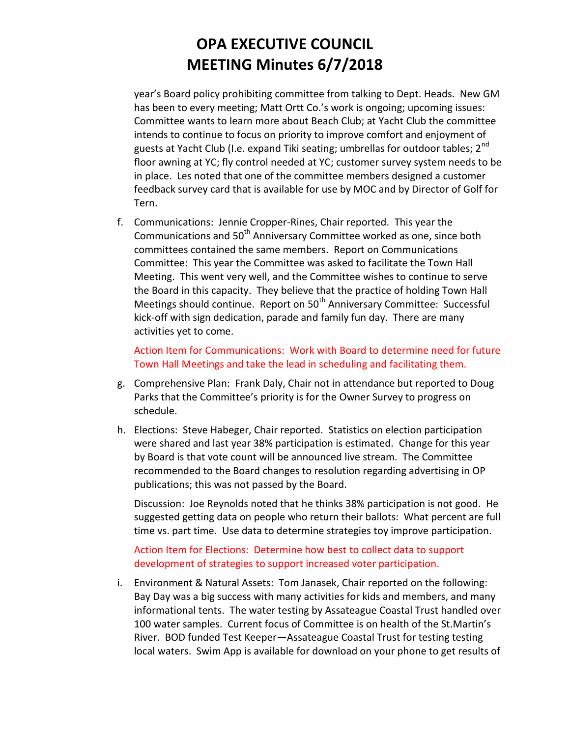# OPA EXECUTIVE COUNCIL MEETING Minutes 6/7/2018

year's Board policy prohibiting committee from talking to Dept. Heads. New GM has been to every meeting; Matt Ortt Co.'s work is ongoing; upcoming issues: Committee wants to learn more about Beach Club; at Yacht Club the committee intends to continue to focus on priority to improve comfort and enjoyment of guests at Yacht Club (I.e. expand Tiki seating; umbrellas for outdoor tables; 2nd floor awning at YC; fly control needed at YC; customer survey system needs to be in place. Les noted that one of the committee members designed a customer feedback survey card that is available for use by MOC and by Director of Golf for Tern.

f. Communications: Jennie Cropper-Rines, Chair reported. This year the Communications and 50th Anniversary Committee worked as one, since both committees contained the same members. Report on Communications Committee: This year the Committee was asked to facilitate the Town Hall Meeting. This went very well, and the Committee wishes to continue to serve the Board in this capacity. They believe that the practice of holding Town Hall Meetings should continue. Report on 50th Anniversary Committee: Successful kick-off with sign dedication, parade and family fun day. There are many activities yet to come.

   Action Item for Communications: Work with Board to determine need for future Town Hall Meetings and take the lead in scheduling and facilitating them.

g. Comprehensive Plan: Frank Daly, Chair not in attendance but reported to Doug Parks that the Committee's priority is for the Owner Survey to progress on schedule.

h. Elections: Steve Habeger, Chair reported. Statistics on election participation were shared and last year 38% participation is estimated. Change for this year by Board is that vote count will be announced live stream. The Committee recommended to the Board changes to resolution regarding advertising in OP publications; this was not passed by the Board.

   Discussion: Joe Reynolds noted that he thinks 38% participation is not good. He suggested getting data on people who return their ballots: What percent are full time vs. part time. Use data to determine strategies toy improve participation.

   Action Item for Elections: Determine how best to collect data to support development of strategies to support increased voter participation.

i. Environment & Natural Assets: Tom Janasek, Chair reported on the following: Bay Day was a big success with many activities for kids and members, and many informational tents. The water testing by Assateague Coastal Trust handled over 100 water samples. Current focus of Committee is on health of the St.Martin's River. BOD funded Test Keeper—Assateague Coastal Trust for testing testing local waters. Swim App is available for download on your phone to get results of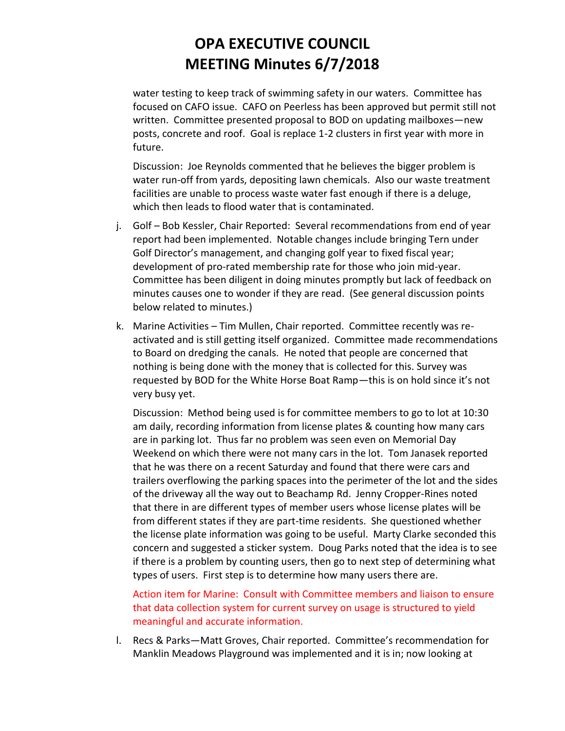# OPA EXECUTIVE COUNCIL MEETING Minutes 6/7/2018

water testing to keep track of swimming safety in our waters. Committee has focused on CAFO issue. CAFO on Peerless has been approved but permit still not written. Committee presented proposal to BOD on updating mailboxes—new posts, concrete and roof. Goal is replace 1-2 clusters in first year with more in future.

Discussion: Joe Reynolds commented that he believes the bigger problem is water run-off from yards, depositing lawn chemicals. Also our waste treatment facilities are unable to process waste water fast enough if there is a deluge, which then leads to flood water that is contaminated.

j. Golf – Bob Kessler, Chair Reported: Several recommendations from end of year report had been implemented. Notable changes include bringing Tern under Golf Director's management, and changing golf year to fixed fiscal year; development of pro-rated membership rate for those who join mid-year. Committee has been diligent in doing minutes promptly but lack of feedback on minutes causes one to wonder if they are read. (See general discussion points below related to minutes.)

k. Marine Activities – Tim Mullen, Chair reported. Committee recently was re-activated and is still getting itself organized. Committee made recommendations to Board on dredging the canals. He noted that people are concerned that nothing is being done with the money that is collected for this. Survey was requested by BOD for the White Horse Boat Ramp—this is on hold since it's not very busy yet.

Discussion: Method being used is for committee members to go to lot at 10:30 am daily, recording information from license plates & counting how many cars are in parking lot. Thus far no problem was seen even on Memorial Day Weekend on which there were not many cars in the lot. Tom Janasek reported that he was there on a recent Saturday and found that there were cars and trailers overflowing the parking spaces into the perimeter of the lot and the sides of the driveway all the way out to Beachamp Rd. Jenny Cropper-Rines noted that there in are different types of member users whose license plates will be from different states if they are part-time residents. She questioned whether the license plate information was going to be useful. Marty Clarke seconded this concern and suggested a sticker system. Doug Parks noted that the idea is to see if there is a problem by counting users, then go to next step of determining what types of users. First step is to determine how many users there are.

Action item for Marine: Consult with Committee members and liaison to ensure that data collection system for current survey on usage is structured to yield meaningful and accurate information.

l. Recs & Parks—Matt Groves, Chair reported. Committee's recommendation for Manklin Meadows Playground was implemented and it is in; now looking at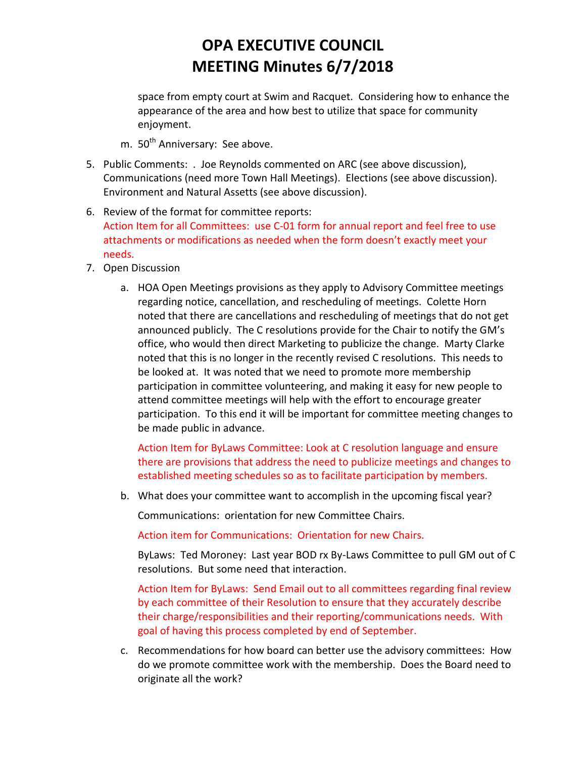# OPA EXECUTIVE COUNCIL MEETING Minutes 6/7/2018

space from empty court at Swim and Racquet. Considering how to enhance the appearance of the area and how best to utilize that space for community enjoyment.

m. 50th Anniversary: See above.

5. Public Comments: . Joe Reynolds commented on ARC (see above discussion), Communications (need more Town Hall Meetings). Elections (see above discussion). Environment and Natural Assetts (see above discussion).
6. Review of the format for committee reports:
   Action Item for all Committees: use C-01 form for annual report and feel free to use attachments or modifications as needed when the form doesn't exactly meet your needs.
7. Open Discussion
   a. HOA Open Meetings provisions as they apply to Advisory Committee meetings regarding notice, cancellation, and rescheduling of meetings. Colette Horn noted that there are cancellations and rescheduling of meetings that do not get announced publicly. The C resolutions provide for the Chair to notify the GM's office, who would then direct Marketing to publicize the change. Marty Clarke noted that this is no longer in the recently revised C resolutions. This needs to be looked at. It was noted that we need to promote more membership participation in committee volunteering, and making it easy for new people to attend committee meetings will help with the effort to encourage greater participation. To this end it will be important for committee meeting changes to be made public in advance.

      Action Item for ByLaws Committee: Look at C resolution language and ensure there are provisions that address the need to publicize meetings and changes to established meeting schedules so as to facilitate participation by members.

   b. What does your committee want to accomplish in the upcoming fiscal year?

      Communications: orientation for new Committee Chairs.

      Action item for Communications: Orientation for new Chairs.

      ByLaws: Ted Moroney: Last year BOD rx By-Laws Committee to pull GM out of C resolutions. But some need that interaction.

      Action Item for ByLaws: Send Email out to all committees regarding final review by each committee of their Resolution to ensure that they accurately describe their charge/responsibilities and their reporting/communications needs. With goal of having this process completed by end of September.

   c. Recommendations for how board can better use the advisory committees: How do we promote committee work with the membership. Does the Board need to originate all the work?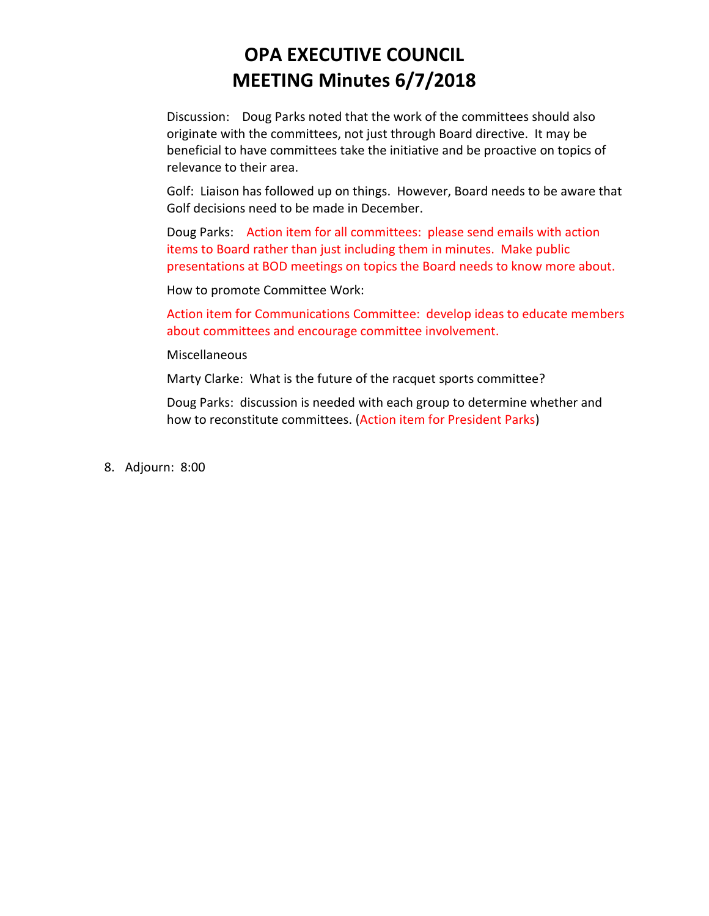# OPA EXECUTIVE COUNCIL MEETING Minutes 6/7/2018

Discussion: Doug Parks noted that the work of the committees should also originate with the committees, not just through Board directive. It may be beneficial to have committees take the initiative and be proactive on topics of relevance to their area.

Golf: Liaison has followed up on things. However, Board needs to be aware that Golf decisions need to be made in December.

Doug Parks: Action item for all committees: please send emails with action items to Board rather than just including them in minutes. Make public presentations at BOD meetings on topics the Board needs to know more about.

How to promote Committee Work:

Action item for Communications Committee: develop ideas to educate members about committees and encourage committee involvement.

Miscellaneous

Marty Clarke: What is the future of the racquet sports committee?

Doug Parks: discussion is needed with each group to determine whether and how to reconstitute committees. (Action item for President Parks)

8. Adjourn: 8:00